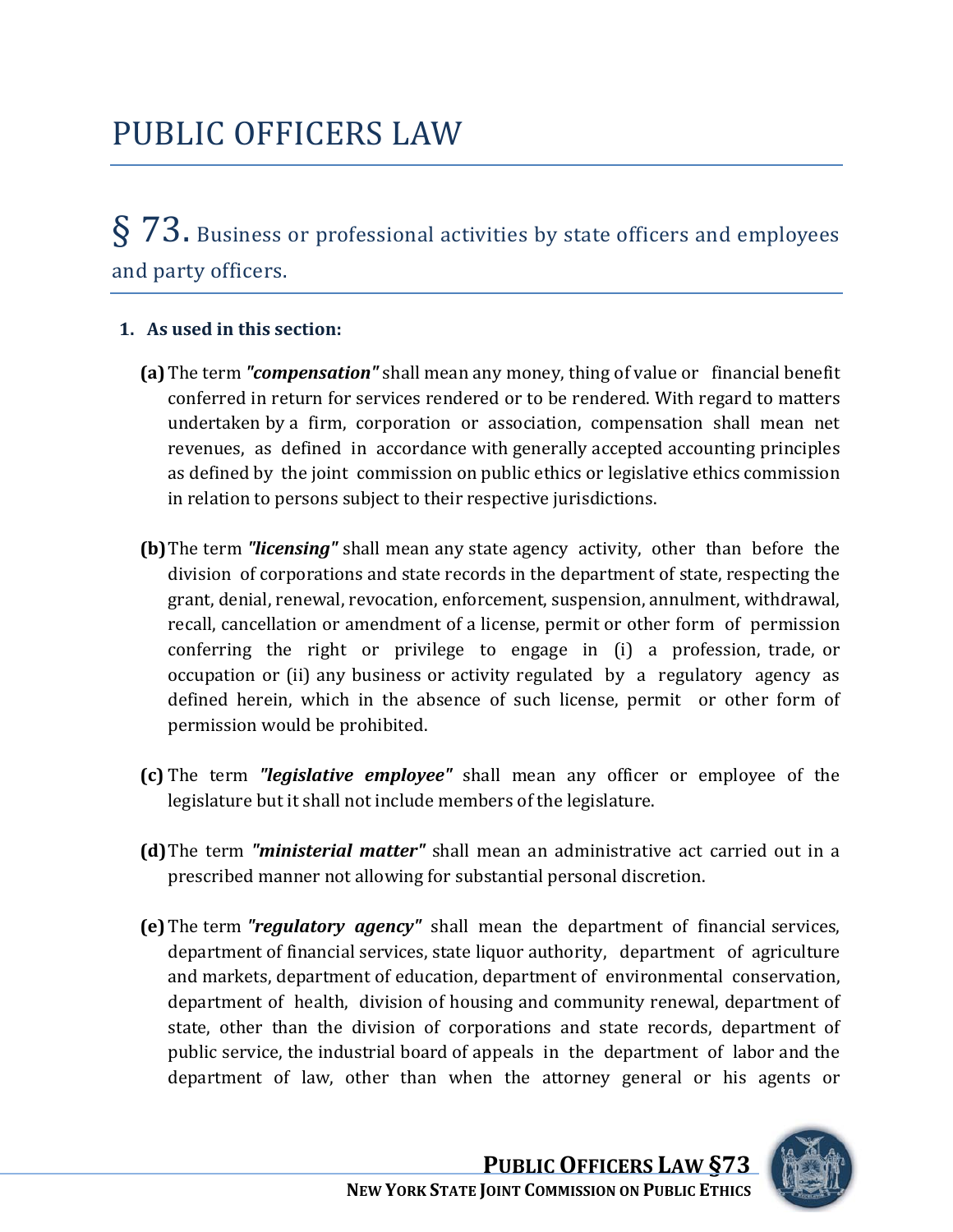# PUBLIC OFFICERS LAW

## § 73. Business or professional activities by state officers and employees and party officers.

**1. As used in this section:**

**(a)** The term ***"compensation"*** shall mean any money, thing of value or financial benefit conferred in return for services rendered or to be rendered. With regard to matters undertaken by a firm, corporation or association, compensation shall mean net revenues, as defined in accordance with generally accepted accounting principles as defined by the joint commission on public ethics or legislative ethics commission in relation to persons subject to their respective jurisdictions.

**(b)** The term ***"licensing"*** shall mean any state agency activity, other than before the division of corporations and state records in the department of state, respecting the grant, denial, renewal, revocation, enforcement, suspension, annulment, withdrawal, recall, cancellation or amendment of a license, permit or other form of permission conferring the right or privilege to engage in (i) a profession, trade, or occupation or (ii) any business or activity regulated by a regulatory agency as defined herein, which in the absence of such license, permit or other form of permission would be prohibited.

**(c)** The term ***"legislative employee"*** shall mean any officer or employee of the legislature but it shall not include members of the legislature.

**(d)** The term ***"ministerial matter"*** shall mean an administrative act carried out in a prescribed manner not allowing for substantial personal discretion.

**(e)** The term ***"regulatory agency"*** shall mean the department of financial services, department of financial services, state liquor authority, department of agriculture and markets, department of education, department of environmental conservation, department of health, division of housing and community renewal, department of state, other than the division of corporations and state records, department of public service, the industrial board of appeals in the department of labor and the department of law, other than when the attorney general or his agents or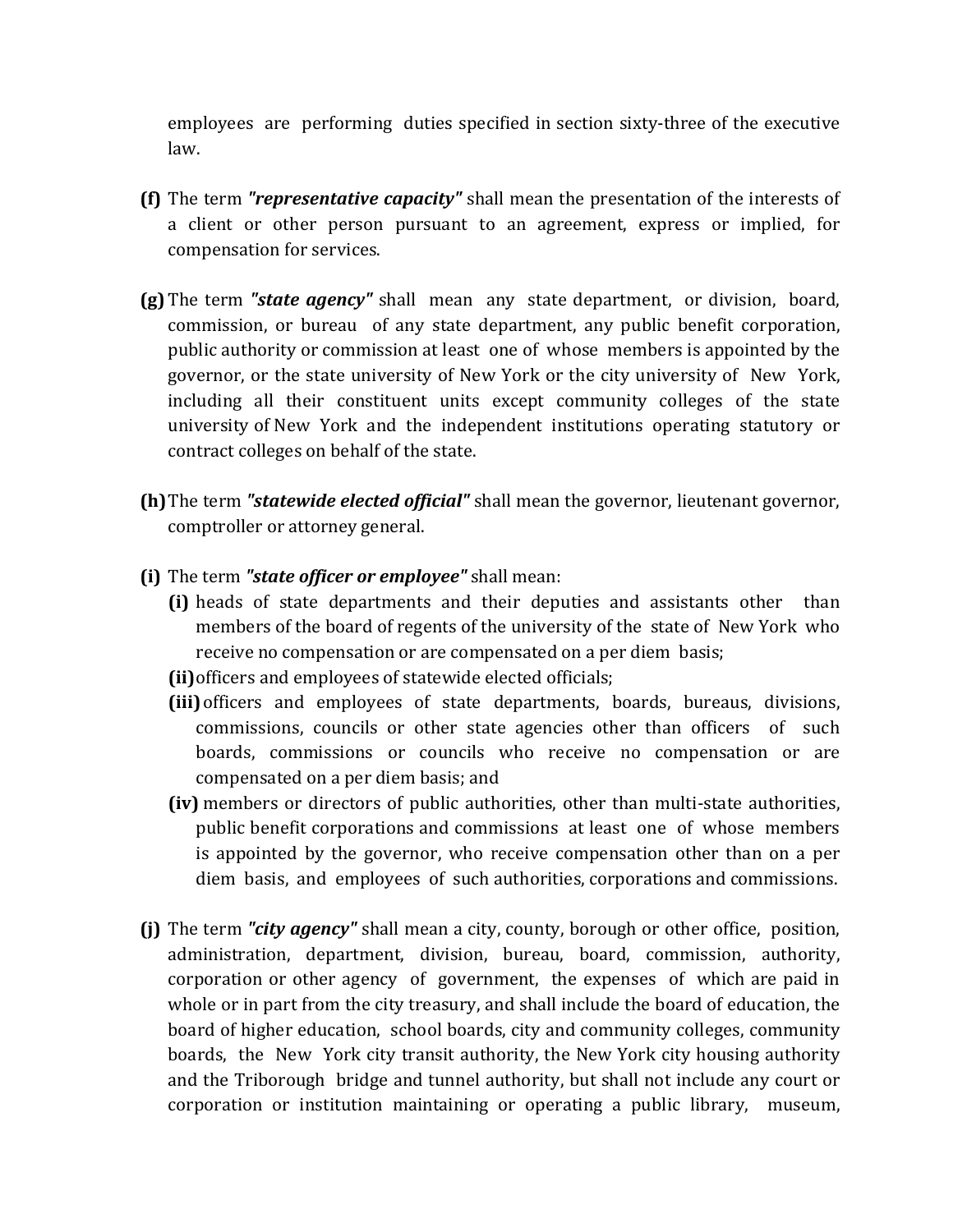employees are performing duties specified in section sixty-three of the executive law.

**(f)** The term ***"representative capacity"*** shall mean the presentation of the interests of a client or other person pursuant to an agreement, express or implied, for compensation for services.

**(g)** The term ***"state agency"*** shall mean any state department, or division, board, commission, or bureau of any state department, any public benefit corporation, public authority or commission at least one of whose members is appointed by the governor, or the state university of New York or the city university of New York, including all their constituent units except community colleges of the state university of New York and the independent institutions operating statutory or contract colleges on behalf of the state.

**(h)** The term ***"statewide elected official"*** shall mean the governor, lieutenant governor, comptroller or attorney general.

**(i)** The term ***"state officer or employee"*** shall mean:

- **(i)** heads of state departments and their deputies and assistants other than members of the board of regents of the university of the state of New York who receive no compensation or are compensated on a per diem basis;
- **(ii)** officers and employees of statewide elected officials;
- **(iii)** officers and employees of state departments, boards, bureaus, divisions, commissions, councils or other state agencies other than officers of such boards, commissions or councils who receive no compensation or are compensated on a per diem basis; and
- **(iv)** members or directors of public authorities, other than multi-state authorities, public benefit corporations and commissions at least one of whose members is appointed by the governor, who receive compensation other than on a per diem basis, and employees of such authorities, corporations and commissions.

**(j)** The term ***"city agency"*** shall mean a city, county, borough or other office, position, administration, department, division, bureau, board, commission, authority, corporation or other agency of government, the expenses of which are paid in whole or in part from the city treasury, and shall include the board of education, the board of higher education, school boards, city and community colleges, community boards, the New York city transit authority, the New York city housing authority and the Triborough bridge and tunnel authority, but shall not include any court or corporation or institution maintaining or operating a public library, museum,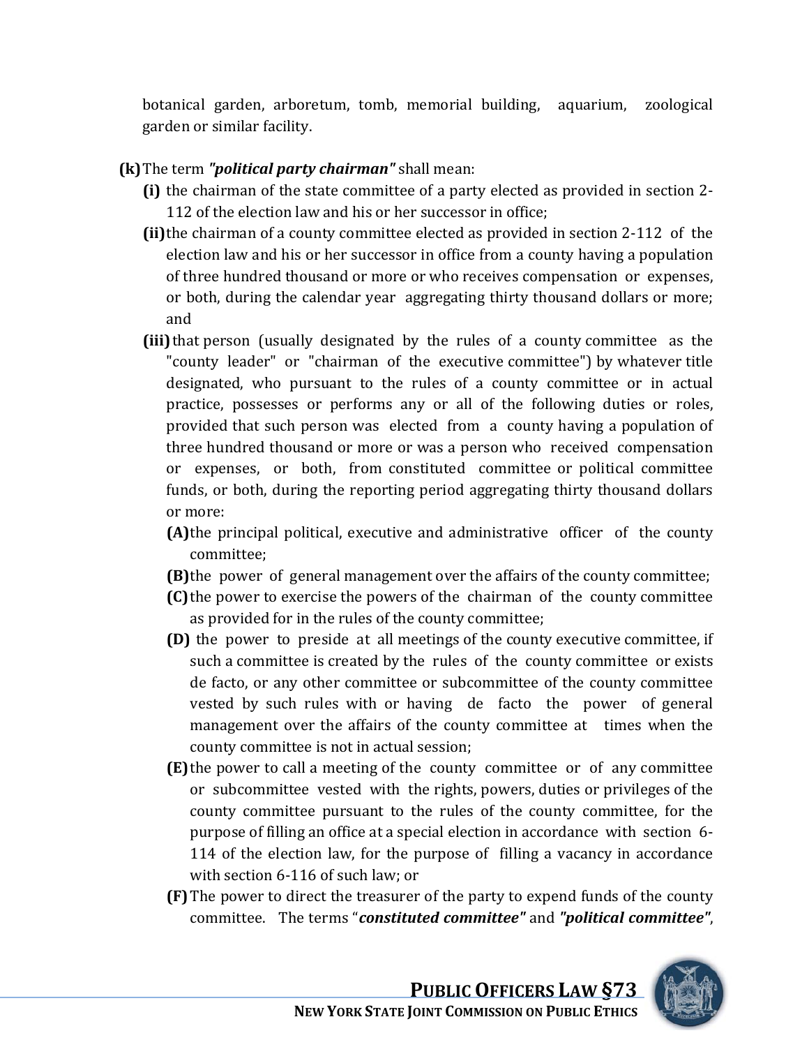botanical garden, arboretum, tomb, memorial building, aquarium, zoological garden or similar facility.

**(k)** The term ***"political party chairman"*** shall mean:

**(i)** the chairman of the state committee of a party elected as provided in section 2-112 of the election law and his or her successor in office;

**(ii)** the chairman of a county committee elected as provided in section 2-112 of the election law and his or her successor in office from a county having a population of three hundred thousand or more or who receives compensation or expenses, or both, during the calendar year aggregating thirty thousand dollars or more; and

**(iii)** that person (usually designated by the rules of a county committee as the "county leader" or "chairman of the executive committee") by whatever title designated, who pursuant to the rules of a county committee or in actual practice, possesses or performs any or all of the following duties or roles, provided that such person was elected from a county having a population of three hundred thousand or more or was a person who received compensation or expenses, or both, from constituted committee or political committee funds, or both, during the reporting period aggregating thirty thousand dollars or more:

**(A)** the principal political, executive and administrative officer of the county committee;

**(B)** the power of general management over the affairs of the county committee;

**(C)** the power to exercise the powers of the chairman of the county committee as provided for in the rules of the county committee;

**(D)** the power to preside at all meetings of the county executive committee, if such a committee is created by the rules of the county committee or exists de facto, or any other committee or subcommittee of the county committee vested by such rules with or having de facto the power of general management over the affairs of the county committee at times when the county committee is not in actual session;

**(E)** the power to call a meeting of the county committee or of any committee or subcommittee vested with the rights, powers, duties or privileges of the county committee pursuant to the rules of the county committee, for the purpose of filling an office at a special election in accordance with section 6-114 of the election law, for the purpose of filling a vacancy in accordance with section 6-116 of such law; or

**(F)** The power to direct the treasurer of the party to expend funds of the county committee. The terms "***constituted committee"*** and ***"political committee"***,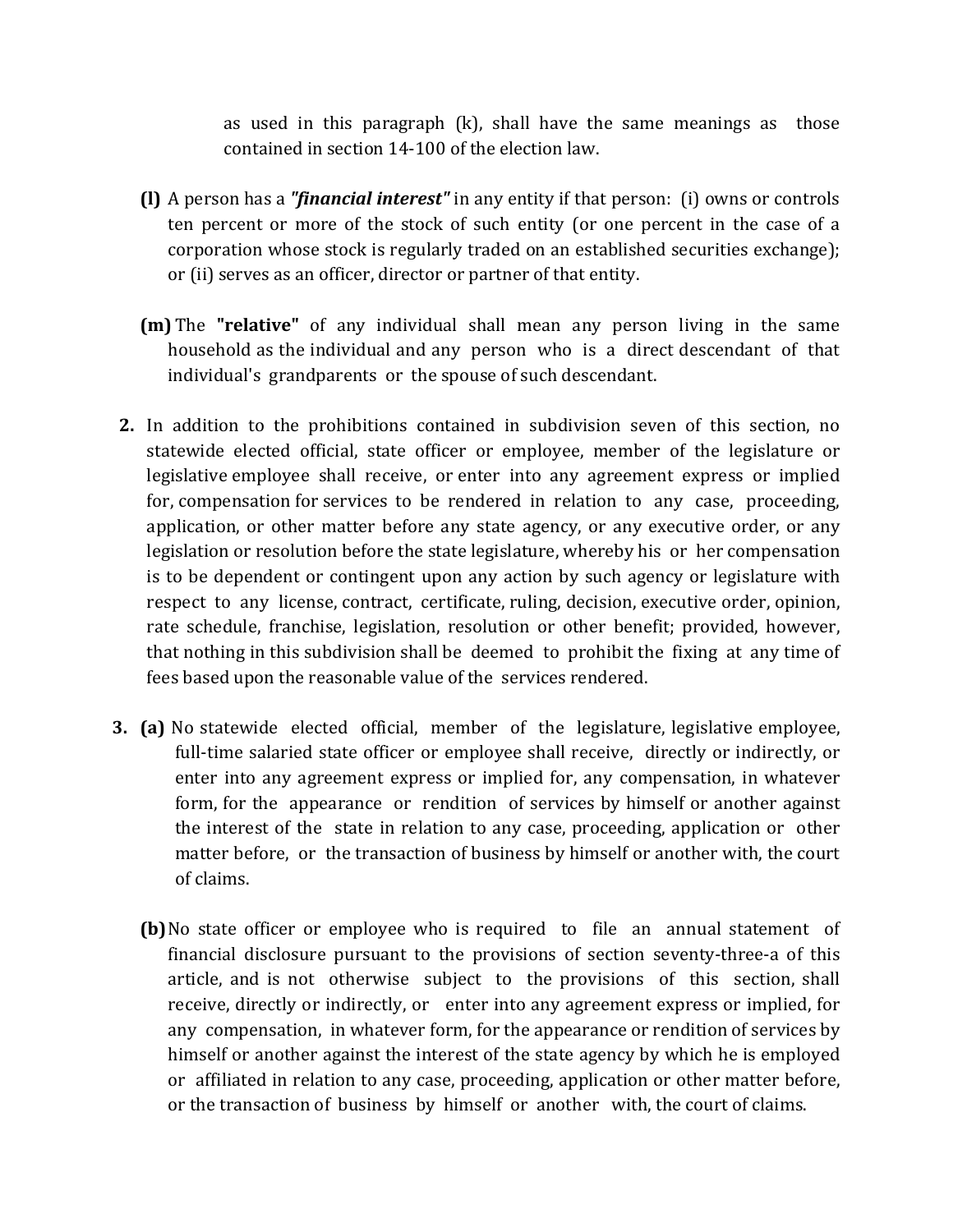as used in this paragraph (k), shall have the same meanings as those contained in section 14-100 of the election law.

**(l)** A person has a ***"financial interest"*** in any entity if that person: (i) owns or controls ten percent or more of the stock of such entity (or one percent in the case of a corporation whose stock is regularly traded on an established securities exchange); or (ii) serves as an officer, director or partner of that entity.

**(m)** The **"relative"** of any individual shall mean any person living in the same household as the individual and any person who is a direct descendant of that individual's grandparents or the spouse of such descendant.

**2.** In addition to the prohibitions contained in subdivision seven of this section, no statewide elected official, state officer or employee, member of the legislature or legislative employee shall receive, or enter into any agreement express or implied for, compensation for services to be rendered in relation to any case, proceeding, application, or other matter before any state agency, or any executive order, or any legislation or resolution before the state legislature, whereby his or her compensation is to be dependent or contingent upon any action by such agency or legislature with respect to any license, contract, certificate, ruling, decision, executive order, opinion, rate schedule, franchise, legislation, resolution or other benefit; provided, however, that nothing in this subdivision shall be deemed to prohibit the fixing at any time of fees based upon the reasonable value of the services rendered.

**3.** **(a)** No statewide elected official, member of the legislature, legislative employee, full-time salaried state officer or employee shall receive, directly or indirectly, or enter into any agreement express or implied for, any compensation, in whatever form, for the appearance or rendition of services by himself or another against the interest of the state in relation to any case, proceeding, application or other matter before, or the transaction of business by himself or another with, the court of claims.

**(b)** No state officer or employee who is required to file an annual statement of financial disclosure pursuant to the provisions of section seventy-three-a of this article, and is not otherwise subject to the provisions of this section, shall receive, directly or indirectly, or enter into any agreement express or implied, for any compensation, in whatever form, for the appearance or rendition of services by himself or another against the interest of the state agency by which he is employed or affiliated in relation to any case, proceeding, application or other matter before, or the transaction of business by himself or another with, the court of claims.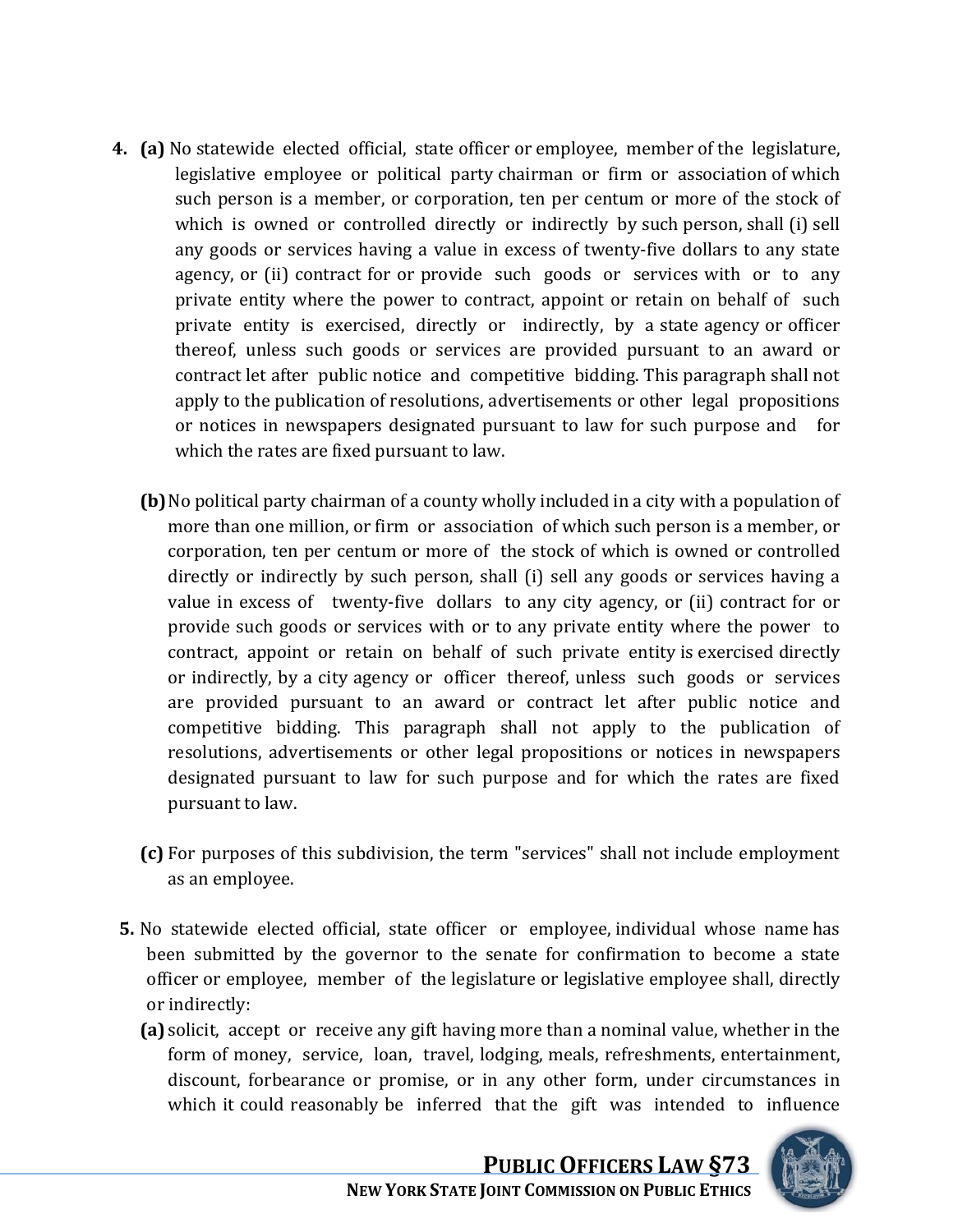4. **(a)** No statewide elected official, state officer or employee, member of the legislature, legislative employee or political party chairman or firm or association of which such person is a member, or corporation, ten per centum or more of the stock of which is owned or controlled directly or indirectly by such person, shall (i) sell any goods or services having a value in excess of twenty-five dollars to any state agency, or (ii) contract for or provide such goods or services with or to any private entity where the power to contract, appoint or retain on behalf of such private entity is exercised, directly or indirectly, by a state agency or officer thereof, unless such goods or services are provided pursuant to an award or contract let after public notice and competitive bidding. This paragraph shall not apply to the publication of resolutions, advertisements or other legal propositions or notices in newspapers designated pursuant to law for such purpose and for which the rates are fixed pursuant to law.

   **(b)** No political party chairman of a county wholly included in a city with a population of more than one million, or firm or association of which such person is a member, or corporation, ten per centum or more of the stock of which is owned or controlled directly or indirectly by such person, shall (i) sell any goods or services having a value in excess of twenty-five dollars to any city agency, or (ii) contract for or provide such goods or services with or to any private entity where the power to contract, appoint or retain on behalf of such private entity is exercised directly or indirectly, by a city agency or officer thereof, unless such goods or services are provided pursuant to an award or contract let after public notice and competitive bidding. This paragraph shall not apply to the publication of resolutions, advertisements or other legal propositions or notices in newspapers designated pursuant to law for such purpose and for which the rates are fixed pursuant to law.

   **(c)** For purposes of this subdivision, the term "services" shall not include employment as an employee.

5. No statewide elected official, state officer or employee, individual whose name has been submitted by the governor to the senate for confirmation to become a state officer or employee, member of the legislature or legislative employee shall, directly or indirectly:

   **(a)** solicit, accept or receive any gift having more than a nominal value, whether in the form of money, service, loan, travel, lodging, meals, refreshments, entertainment, discount, forbearance or promise, or in any other form, under circumstances in which it could reasonably be inferred that the gift was intended to influence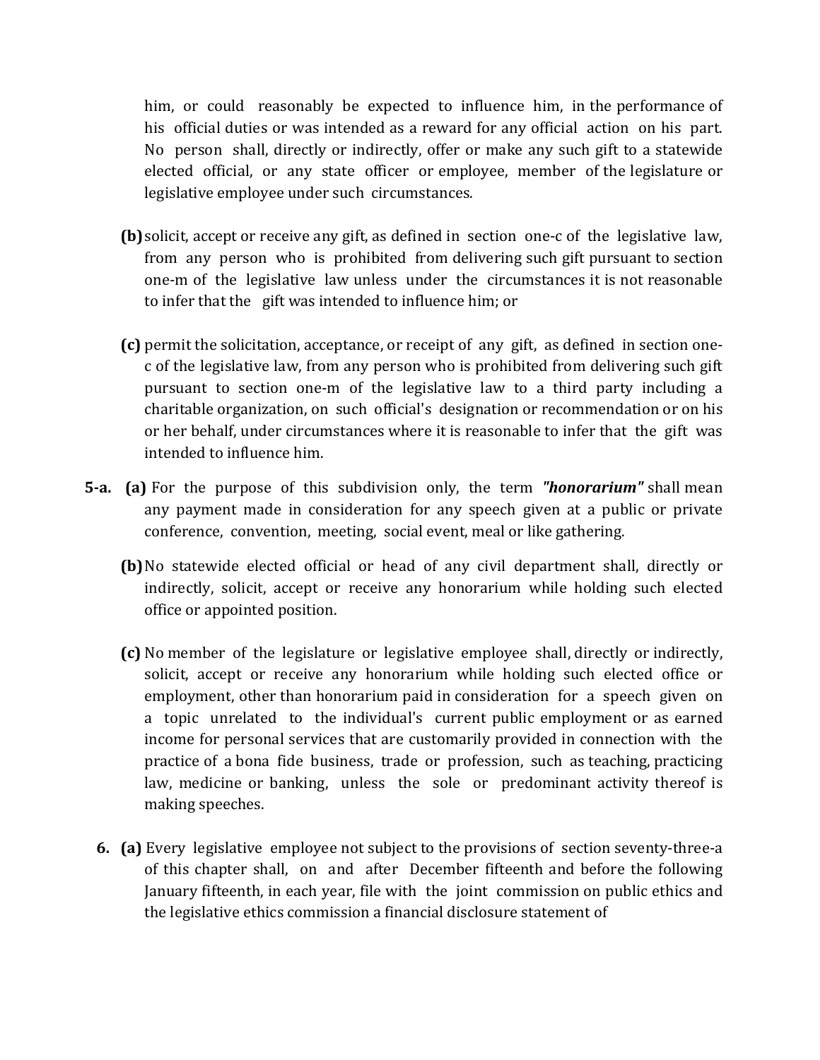him, or could reasonably be expected to influence him, in the performance of his official duties or was intended as a reward for any official action on his part. No person shall, directly or indirectly, offer or make any such gift to a statewide elected official, or any state officer or employee, member of the legislature or legislative employee under such circumstances.

**(b)** solicit, accept or receive any gift, as defined in section one-c of the legislative law, from any person who is prohibited from delivering such gift pursuant to section one-m of the legislative law unless under the circumstances it is not reasonable to infer that the gift was intended to influence him; or

**(c)** permit the solicitation, acceptance, or receipt of any gift, as defined in section one-c of the legislative law, from any person who is prohibited from delivering such gift pursuant to section one-m of the legislative law to a third party including a charitable organization, on such official's designation or recommendation or on his or her behalf, under circumstances where it is reasonable to infer that the gift was intended to influence him.

**5-a. (a)** For the purpose of this subdivision only, the term ***"honorarium"*** shall mean any payment made in consideration for any speech given at a public or private conference, convention, meeting, social event, meal or like gathering.

**(b)** No statewide elected official or head of any civil department shall, directly or indirectly, solicit, accept or receive any honorarium while holding such elected office or appointed position.

**(c)** No member of the legislature or legislative employee shall, directly or indirectly, solicit, accept or receive any honorarium while holding such elected office or employment, other than honorarium paid in consideration for a speech given on a topic unrelated to the individual's current public employment or as earned income for personal services that are customarily provided in connection with the practice of a bona fide business, trade or profession, such as teaching, practicing law, medicine or banking, unless the sole or predominant activity thereof is making speeches.

**6. (a)** Every legislative employee not subject to the provisions of section seventy-three-a of this chapter shall, on and after December fifteenth and before the following January fifteenth, in each year, file with the joint commission on public ethics and the legislative ethics commission a financial disclosure statement of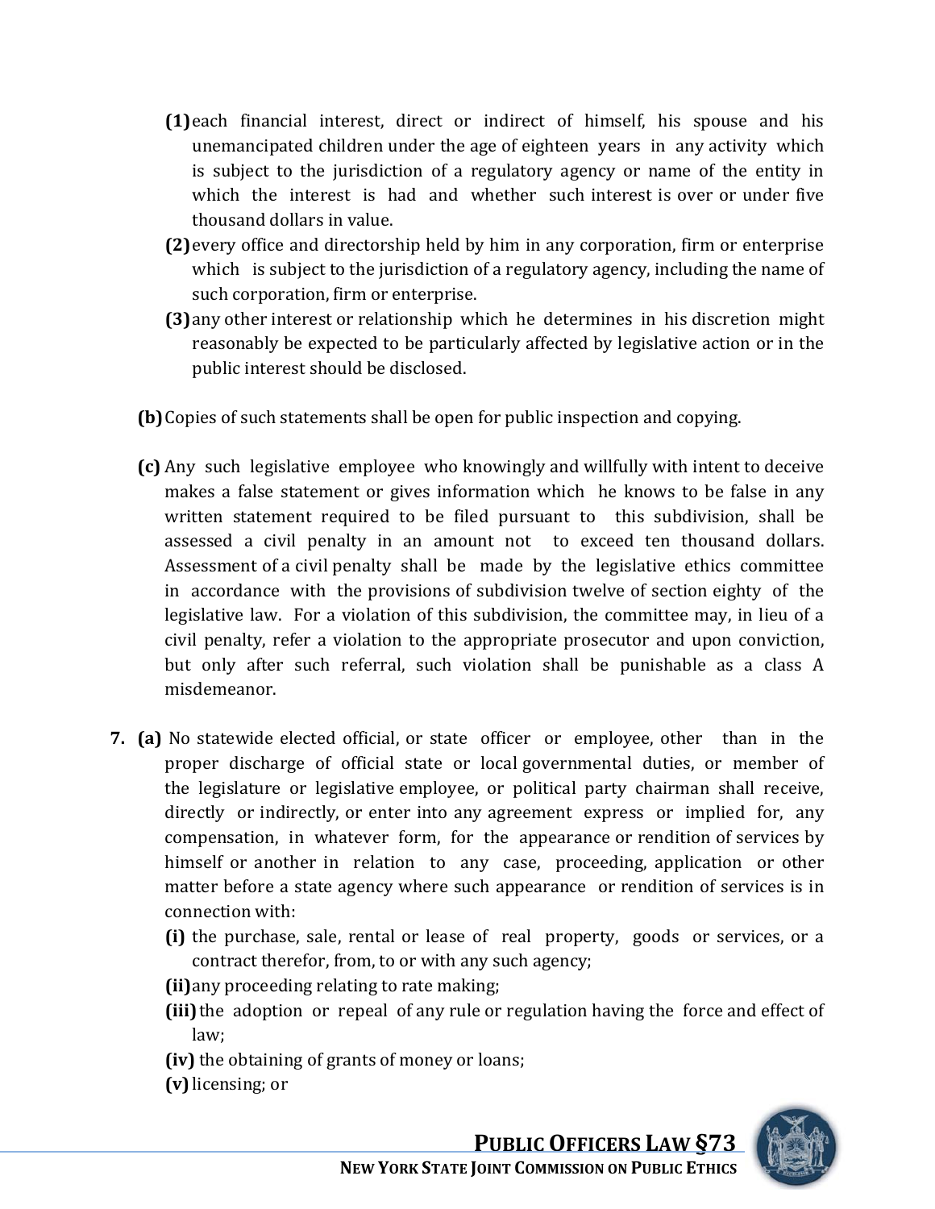**(1)** each financial interest, direct or indirect of himself, his spouse and his unemancipated children under the age of eighteen years in any activity which is subject to the jurisdiction of a regulatory agency or name of the entity in which the interest is had and whether such interest is over or under five thousand dollars in value.

**(2)** every office and directorship held by him in any corporation, firm or enterprise which is subject to the jurisdiction of a regulatory agency, including the name of such corporation, firm or enterprise.

**(3)** any other interest or relationship which he determines in his discretion might reasonably be expected to be particularly affected by legislative action or in the public interest should be disclosed.

**(b)** Copies of such statements shall be open for public inspection and copying.

**(c)** Any such legislative employee who knowingly and willfully with intent to deceive makes a false statement or gives information which he knows to be false in any written statement required to be filed pursuant to this subdivision, shall be assessed a civil penalty in an amount not to exceed ten thousand dollars. Assessment of a civil penalty shall be made by the legislative ethics committee in accordance with the provisions of subdivision twelve of section eighty of the legislative law. For a violation of this subdivision, the committee may, in lieu of a civil penalty, refer a violation to the appropriate prosecutor and upon conviction, but only after such referral, such violation shall be punishable as a class A misdemeanor.

**7. (a)** No statewide elected official, or state officer or employee, other than in the proper discharge of official state or local governmental duties, or member of the legislature or legislative employee, or political party chairman shall receive, directly or indirectly, or enter into any agreement express or implied for, any compensation, in whatever form, for the appearance or rendition of services by himself or another in relation to any case, proceeding, application or other matter before a state agency where such appearance or rendition of services is in connection with:

**(i)** the purchase, sale, rental or lease of real property, goods or services, or a contract therefor, from, to or with any such agency;

**(ii)** any proceeding relating to rate making;

**(iii)** the adoption or repeal of any rule or regulation having the force and effect of law;

**(iv)** the obtaining of grants of money or loans;

**(v)** licensing; or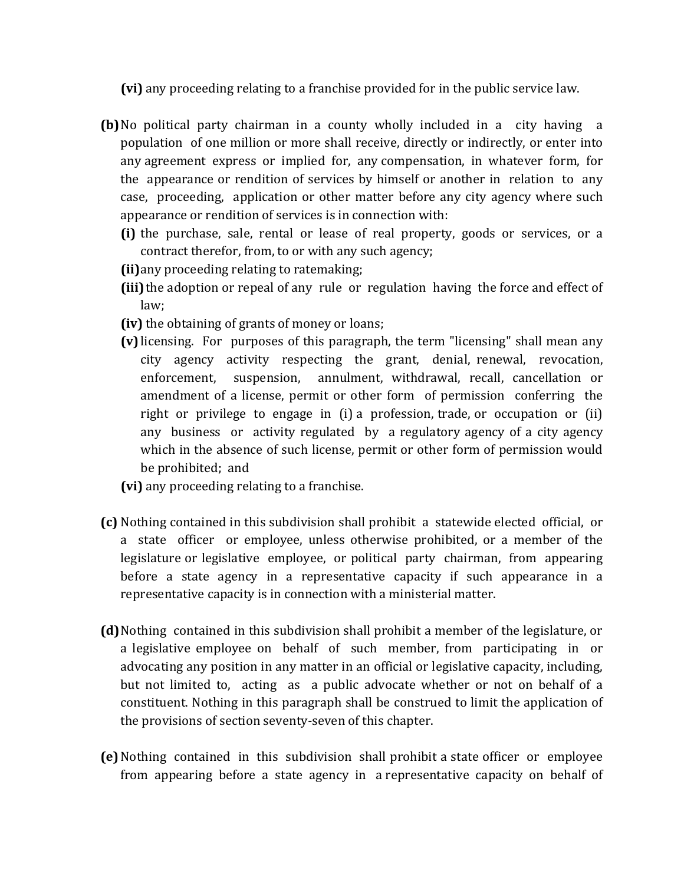**(vi)** any proceeding relating to a franchise provided for in the public service law.

**(b)** No political party chairman in a county wholly included in a city having a population of one million or more shall receive, directly or indirectly, or enter into any agreement express or implied for, any compensation, in whatever form, for the appearance or rendition of services by himself or another in relation to any case, proceeding, application or other matter before any city agency where such appearance or rendition of services is in connection with:

**(i)** the purchase, sale, rental or lease of real property, goods or services, or a contract therefor, from, to or with any such agency;

**(ii)** any proceeding relating to ratemaking;

**(iii)** the adoption or repeal of any rule or regulation having the force and effect of law;

**(iv)** the obtaining of grants of money or loans;

**(v)** licensing. For purposes of this paragraph, the term "licensing" shall mean any city agency activity respecting the grant, denial, renewal, revocation, enforcement, suspension, annulment, withdrawal, recall, cancellation or amendment of a license, permit or other form of permission conferring the right or privilege to engage in (i) a profession, trade, or occupation or (ii) any business or activity regulated by a regulatory agency of a city agency which in the absence of such license, permit or other form of permission would be prohibited; and

**(vi)** any proceeding relating to a franchise.

**(c)** Nothing contained in this subdivision shall prohibit a statewide elected official, or a state officer or employee, unless otherwise prohibited, or a member of the legislature or legislative employee, or political party chairman, from appearing before a state agency in a representative capacity if such appearance in a representative capacity is in connection with a ministerial matter.

**(d)** Nothing contained in this subdivision shall prohibit a member of the legislature, or a legislative employee on behalf of such member, from participating in or advocating any position in any matter in an official or legislative capacity, including, but not limited to, acting as a public advocate whether or not on behalf of a constituent. Nothing in this paragraph shall be construed to limit the application of the provisions of section seventy-seven of this chapter.

**(e)** Nothing contained in this subdivision shall prohibit a state officer or employee from appearing before a state agency in a representative capacity on behalf of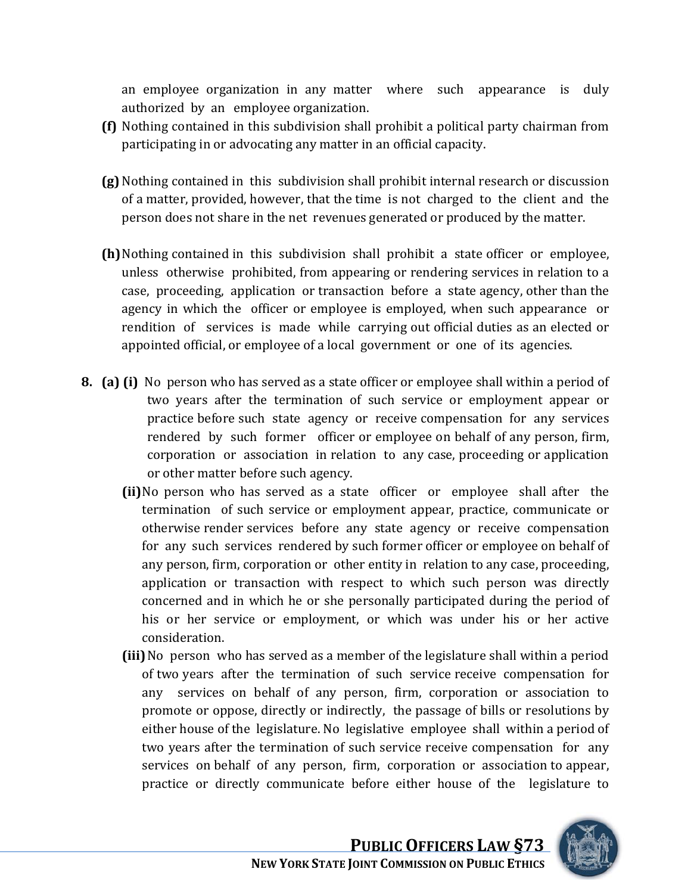an employee organization in any matter where such appearance is duly authorized by an employee organization.

**(f)** Nothing contained in this subdivision shall prohibit a political party chairman from participating in or advocating any matter in an official capacity.

**(g)** Nothing contained in this subdivision shall prohibit internal research or discussion of a matter, provided, however, that the time is not charged to the client and the person does not share in the net revenues generated or produced by the matter.

**(h)** Nothing contained in this subdivision shall prohibit a state officer or employee, unless otherwise prohibited, from appearing or rendering services in relation to a case, proceeding, application or transaction before a state agency, other than the agency in which the officer or employee is employed, when such appearance or rendition of services is made while carrying out official duties as an elected or appointed official, or employee of a local government or one of its agencies.

**8. (a) (i)** No person who has served as a state officer or employee shall within a period of two years after the termination of such service or employment appear or practice before such state agency or receive compensation for any services rendered by such former officer or employee on behalf of any person, firm, corporation or association in relation to any case, proceeding or application or other matter before such agency.

**(ii)** No person who has served as a state officer or employee shall after the termination of such service or employment appear, practice, communicate or otherwise render services before any state agency or receive compensation for any such services rendered by such former officer or employee on behalf of any person, firm, corporation or other entity in relation to any case, proceeding, application or transaction with respect to which such person was directly concerned and in which he or she personally participated during the period of his or her service or employment, or which was under his or her active consideration.

**(iii)** No person who has served as a member of the legislature shall within a period of two years after the termination of such service receive compensation for any services on behalf of any person, firm, corporation or association to promote or oppose, directly or indirectly, the passage of bills or resolutions by either house of the legislature. No legislative employee shall within a period of two years after the termination of such service receive compensation for any services on behalf of any person, firm, corporation or association to appear, practice or directly communicate before either house of the legislature to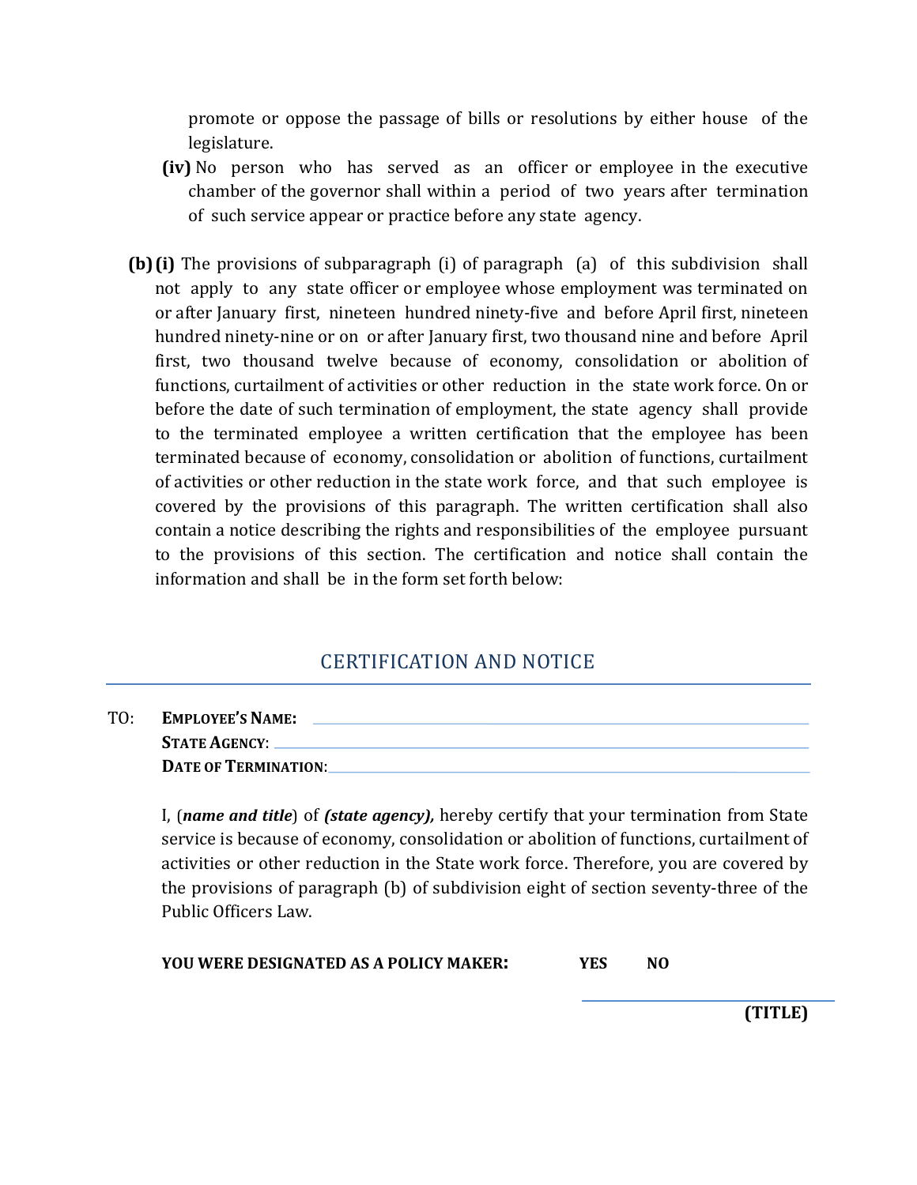promote or oppose the passage of bills or resolutions by either house of the legislature.

**(iv)** No person who has served as an officer or employee in the executive chamber of the governor shall within a period of two years after termination of such service appear or practice before any state agency.

**(b)** **(i)** The provisions of subparagraph (i) of paragraph (a) of this subdivision shall not apply to any state officer or employee whose employment was terminated on or after January first, nineteen hundred ninety-five and before April first, nineteen hundred ninety-nine or on or after January first, two thousand nine and before April first, two thousand twelve because of economy, consolidation or abolition of functions, curtailment of activities or other reduction in the state work force. On or before the date of such termination of employment, the state agency shall provide to the terminated employee a written certification that the employee has been terminated because of economy, consolidation or abolition of functions, curtailment of activities or other reduction in the state work force, and that such employee is covered by the provisions of this paragraph. The written certification shall also contain a notice describing the rights and responsibilities of the employee pursuant to the provisions of this section. The certification and notice shall contain the information and shall be in the form set forth below:

## CERTIFICATION AND NOTICE

TO: **EMPLOYEE'S NAME:** \_\_\_\_\_\_\_\_\_\_\_\_\_\_\_\_\_\_\_\_\_\_\_\_\_\_\_\_\_\_

**STATE AGENCY**: \_\_\_\_\_\_\_\_\_\_\_\_\_\_\_\_\_\_\_\_\_\_\_\_\_\_\_\_\_\_

**DATE OF TERMINATION**: \_\_\_\_\_\_\_\_\_\_\_\_\_\_\_\_\_\_\_\_\_\_\_\_\_\_\_\_\_\_

I, (***name and title***) of ***(state agency),*** hereby certify that your termination from State service is because of economy, consolidation or abolition of functions, curtailment of activities or other reduction in the State work force. Therefore, you are covered by the provisions of paragraph (b) of subdivision eight of section seventy-three of the Public Officers Law.

**YOU WERE DESIGNATED AS A POLICY MAKER:** **YES** **NO**

\_\_\_\_\_\_\_\_\_\_\_\_\_\_\_\_\_\_\_\_\_\_\_\_\_\_\_\_\_\_

**(TITLE)**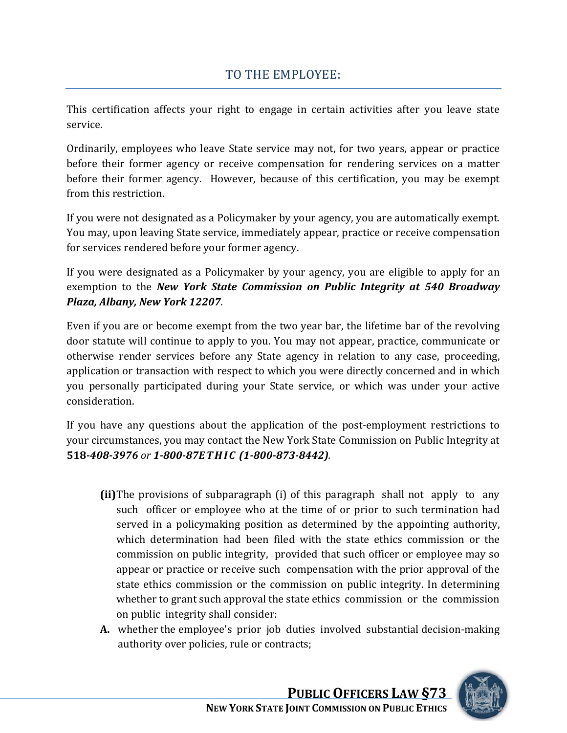## TO THE EMPLOYEE:

This certification affects your right to engage in certain activities after you leave state service.

Ordinarily, employees who leave State service may not, for two years, appear or practice before their former agency or receive compensation for rendering services on a matter before their former agency. However, because of this certification, you may be exempt from this restriction.

If you were not designated as a Policymaker by your agency, you are automatically exempt. You may, upon leaving State service, immediately appear, practice or receive compensation for services rendered before your former agency.

If you were designated as a Policymaker by your agency, you are eligible to apply for an exemption to the ***New York State Commission on Public Integrity at 540 Broadway Plaza, Albany, New York 12207***.

Even if you are or become exempt from the two year bar, the lifetime bar of the revolving door statute will continue to apply to you. You may not appear, practice, communicate or otherwise render services before any State agency in relation to any case, proceeding, application or transaction with respect to which you were directly concerned and in which you personally participated during your State service, or which was under your active consideration.

If you have any questions about the application of the post-employment restrictions to your circumstances, you may contact the New York State Commission on Public Integrity at **518-*408-3976*** *or* ***1-800-87ETHIC (1-800-873-8442)***.

**(ii)** The provisions of subparagraph (i) of this paragraph shall not apply to any such officer or employee who at the time of or prior to such termination had served in a policymaking position as determined by the appointing authority, which determination had been filed with the state ethics commission or the commission on public integrity, provided that such officer or employee may so appear or practice or receive such compensation with the prior approval of the state ethics commission or the commission on public integrity. In determining whether to grant such approval the state ethics commission or the commission on public integrity shall consider:

**A.** whether the employee's prior job duties involved substantial decision-making authority over policies, rule or contracts;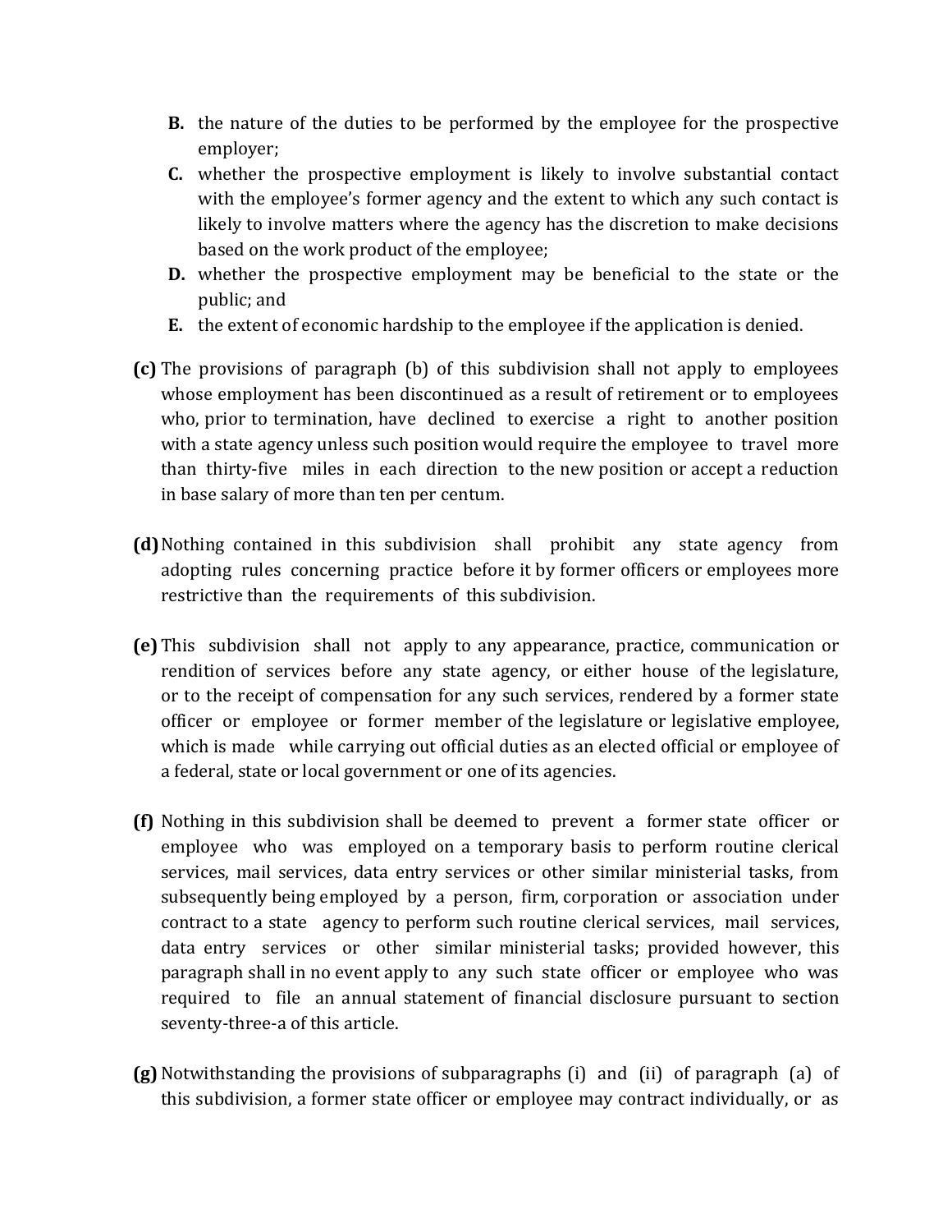**B.** the nature of the duties to be performed by the employee for the prospective employer;

**C.** whether the prospective employment is likely to involve substantial contact with the employee's former agency and the extent to which any such contact is likely to involve matters where the agency has the discretion to make decisions based on the work product of the employee;

**D.** whether the prospective employment may be beneficial to the state or the public; and

**E.** the extent of economic hardship to the employee if the application is denied.

**(c)** The provisions of paragraph (b) of this subdivision shall not apply to employees whose employment has been discontinued as a result of retirement or to employees who, prior to termination, have declined to exercise a right to another position with a state agency unless such position would require the employee to travel more than thirty-five miles in each direction to the new position or accept a reduction in base salary of more than ten per centum.

**(d)** Nothing contained in this subdivision shall prohibit any state agency from adopting rules concerning practice before it by former officers or employees more restrictive than the requirements of this subdivision.

**(e)** This subdivision shall not apply to any appearance, practice, communication or rendition of services before any state agency, or either house of the legislature, or to the receipt of compensation for any such services, rendered by a former state officer or employee or former member of the legislature or legislative employee, which is made while carrying out official duties as an elected official or employee of a federal, state or local government or one of its agencies.

**(f)** Nothing in this subdivision shall be deemed to prevent a former state officer or employee who was employed on a temporary basis to perform routine clerical services, mail services, data entry services or other similar ministerial tasks, from subsequently being employed by a person, firm, corporation or association under contract to a state agency to perform such routine clerical services, mail services, data entry services or other similar ministerial tasks; provided however, this paragraph shall in no event apply to any such state officer or employee who was required to file an annual statement of financial disclosure pursuant to section seventy-three-a of this article.

**(g)** Notwithstanding the provisions of subparagraphs (i) and (ii) of paragraph (a) of this subdivision, a former state officer or employee may contract individually, or as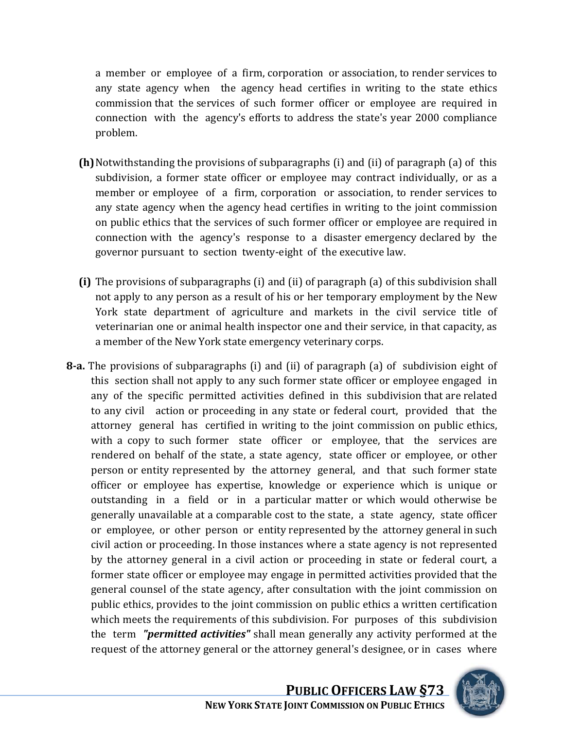a member or employee of a firm, corporation or association, to render services to any state agency when the agency head certifies in writing to the state ethics commission that the services of such former officer or employee are required in connection with the agency's efforts to address the state's year 2000 compliance problem.

**(h)** Notwithstanding the provisions of subparagraphs (i) and (ii) of paragraph (a) of this subdivision, a former state officer or employee may contract individually, or as a member or employee of a firm, corporation or association, to render services to any state agency when the agency head certifies in writing to the joint commission on public ethics that the services of such former officer or employee are required in connection with the agency's response to a disaster emergency declared by the governor pursuant to section twenty-eight of the executive law.

**(i)** The provisions of subparagraphs (i) and (ii) of paragraph (a) of this subdivision shall not apply to any person as a result of his or her temporary employment by the New York state department of agriculture and markets in the civil service title of veterinarian one or animal health inspector one and their service, in that capacity, as a member of the New York state emergency veterinary corps.

**8-a.** The provisions of subparagraphs (i) and (ii) of paragraph (a) of subdivision eight of this section shall not apply to any such former state officer or employee engaged in any of the specific permitted activities defined in this subdivision that are related to any civil action or proceeding in any state or federal court, provided that the attorney general has certified in writing to the joint commission on public ethics, with a copy to such former state officer or employee, that the services are rendered on behalf of the state, a state agency, state officer or employee, or other person or entity represented by the attorney general, and that such former state officer or employee has expertise, knowledge or experience which is unique or outstanding in a field or in a particular matter or which would otherwise be generally unavailable at a comparable cost to the state, a state agency, state officer or employee, or other person or entity represented by the attorney general in such civil action or proceeding. In those instances where a state agency is not represented by the attorney general in a civil action or proceeding in state or federal court, a former state officer or employee may engage in permitted activities provided that the general counsel of the state agency, after consultation with the joint commission on public ethics, provides to the joint commission on public ethics a written certification which meets the requirements of this subdivision. For purposes of this subdivision the term ***"permitted activities"*** shall mean generally any activity performed at the request of the attorney general or the attorney general's designee, or in cases where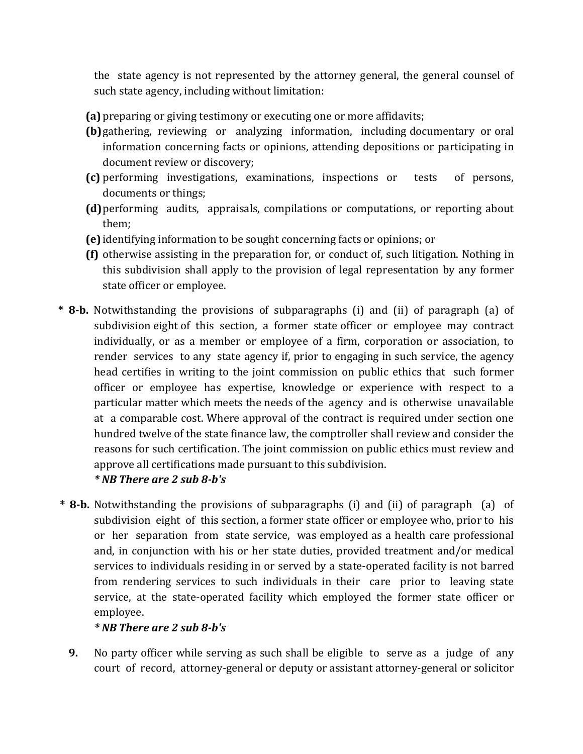the state agency is not represented by the attorney general, the general counsel of such state agency, including without limitation:

- **(a)** preparing or giving testimony or executing one or more affidavits;
- **(b)** gathering, reviewing or analyzing information, including documentary or oral information concerning facts or opinions, attending depositions or participating in document review or discovery;
- **(c)** performing investigations, examinations, inspections or tests of persons, documents or things;
- **(d)** performing audits, appraisals, compilations or computations, or reporting about them;
- **(e)** identifying information to be sought concerning facts or opinions; or
- **(f)** otherwise assisting in the preparation for, or conduct of, such litigation. Nothing in this subdivision shall apply to the provision of legal representation by any former state officer or employee.

* **8-b.** Notwithstanding the provisions of subparagraphs (i) and (ii) of paragraph (a) of subdivision eight of this section, a former state officer or employee may contract individually, or as a member or employee of a firm, corporation or association, to render services to any state agency if, prior to engaging in such service, the agency head certifies in writing to the joint commission on public ethics that such former officer or employee has expertise, knowledge or experience with respect to a particular matter which meets the needs of the agency and is otherwise unavailable at a comparable cost. Where approval of the contract is required under section one hundred twelve of the state finance law, the comptroller shall review and consider the reasons for such certification. The joint commission on public ethics must review and approve all certifications made pursuant to this subdivision.
*\* NB There are 2 sub 8-b's*

* **8-b.** Notwithstanding the provisions of subparagraphs (i) and (ii) of paragraph (a) of subdivision eight of this section, a former state officer or employee who, prior to his or her separation from state service, was employed as a health care professional and, in conjunction with his or her state duties, provided treatment and/or medical services to individuals residing in or served by state-operated facility is not barred from rendering services to such individuals in their care prior to leaving state service, at the state-operated facility which employed the former state officer or employee.
*\* NB There are 2 sub 8-b's*

**9.** No party officer while serving as such shall be eligible to serve as a judge of any court of record, attorney-general or deputy or assistant attorney-general or solicitor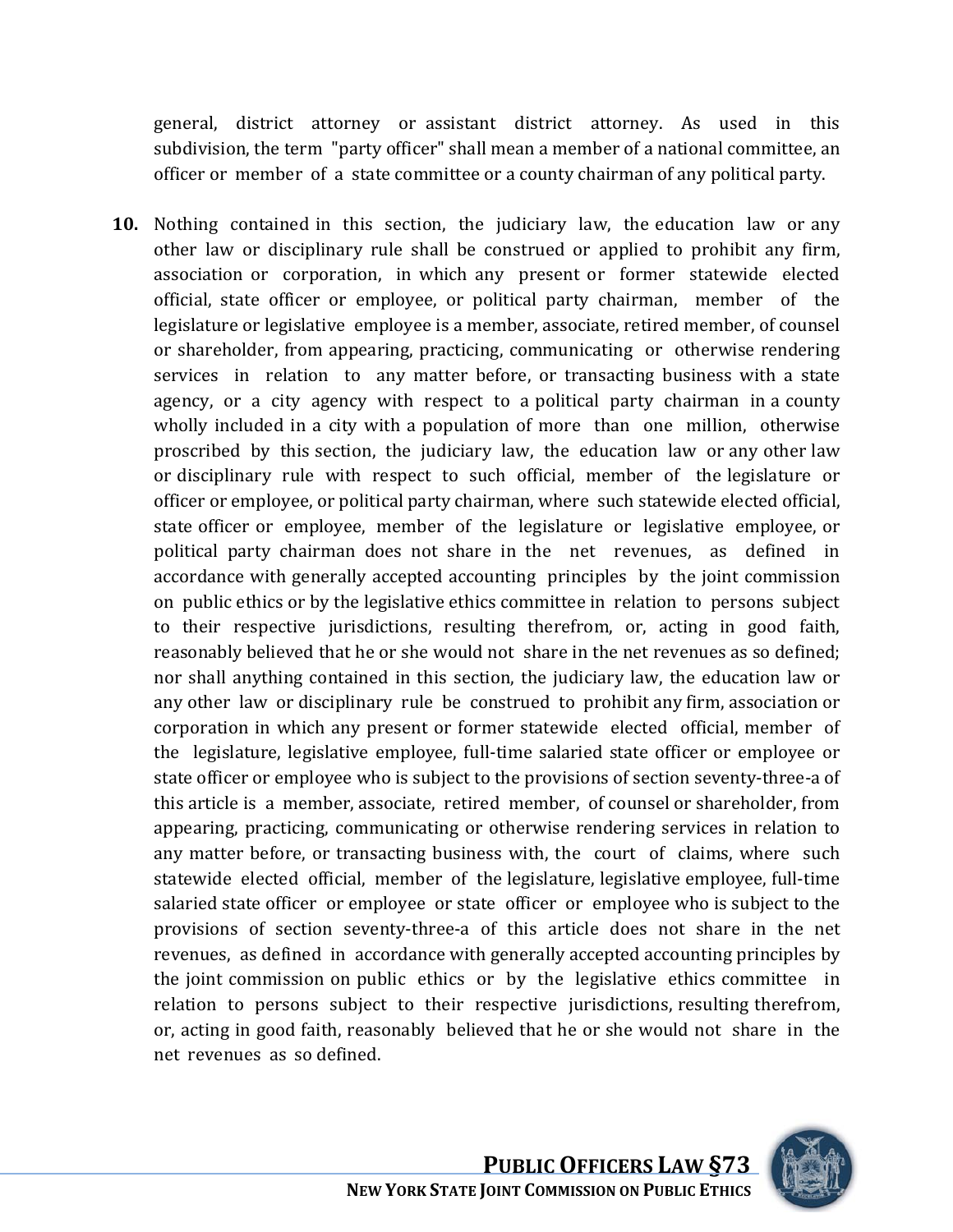general, district attorney or assistant district attorney. As used in this subdivision, the term "party officer" shall mean a member of a national committee, an officer or member of a state committee or a county chairman of any political party.

**10.** Nothing contained in this section, the judiciary law, the education law or any other law or disciplinary rule shall be construed or applied to prohibit any firm, association or corporation, in which any present or former statewide elected official, state officer or employee, or political party chairman, member of the legislature or legislative employee is a member, associate, retired member, of counsel or shareholder, from appearing, practicing, communicating or otherwise rendering services in relation to any matter before, or transacting business with a state agency, or a city agency with respect to a political party chairman in a county wholly included in a city with a population of more than one million, otherwise proscribed by this section, the judiciary law, the education law or any other law or disciplinary rule with respect to such official, member of the legislature or officer or employee, or political party chairman, where such statewide elected official, state officer or employee, member of the legislature or legislative employee, or political party chairman does not share in the net revenues, as defined in accordance with generally accepted accounting principles by the joint commission on public ethics or by the legislative ethics committee in relation to persons subject to their respective jurisdictions, resulting therefrom, or, acting in good faith, reasonably believed that he or she would not share in the net revenues as so defined; nor shall anything contained in this section, the judiciary law, the education law or any other law or disciplinary rule be construed to prohibit any firm, association or corporation in which any present or former statewide elected official, member of the legislature, legislative employee, full-time salaried state officer or employee or state officer or employee who is subject to the provisions of section seventy-three-a of this article is a member, associate, retired member, of counsel or shareholder, from appearing, practicing, communicating or otherwise rendering services in relation to any matter before, or transacting business with, the court of claims, where such statewide elected official, member of the legislature, legislative employee, full-time salaried state officer or employee or state officer or employee who is subject to the provisions of section seventy-three-a of this article does not share in the net revenues, as defined in accordance with generally accepted accounting principles by the joint commission on public ethics or by the legislative ethics committee in relation to persons subject to their respective jurisdictions, resulting therefrom, or, acting in good faith, reasonably believed that he or she would not share in the net revenues as so defined.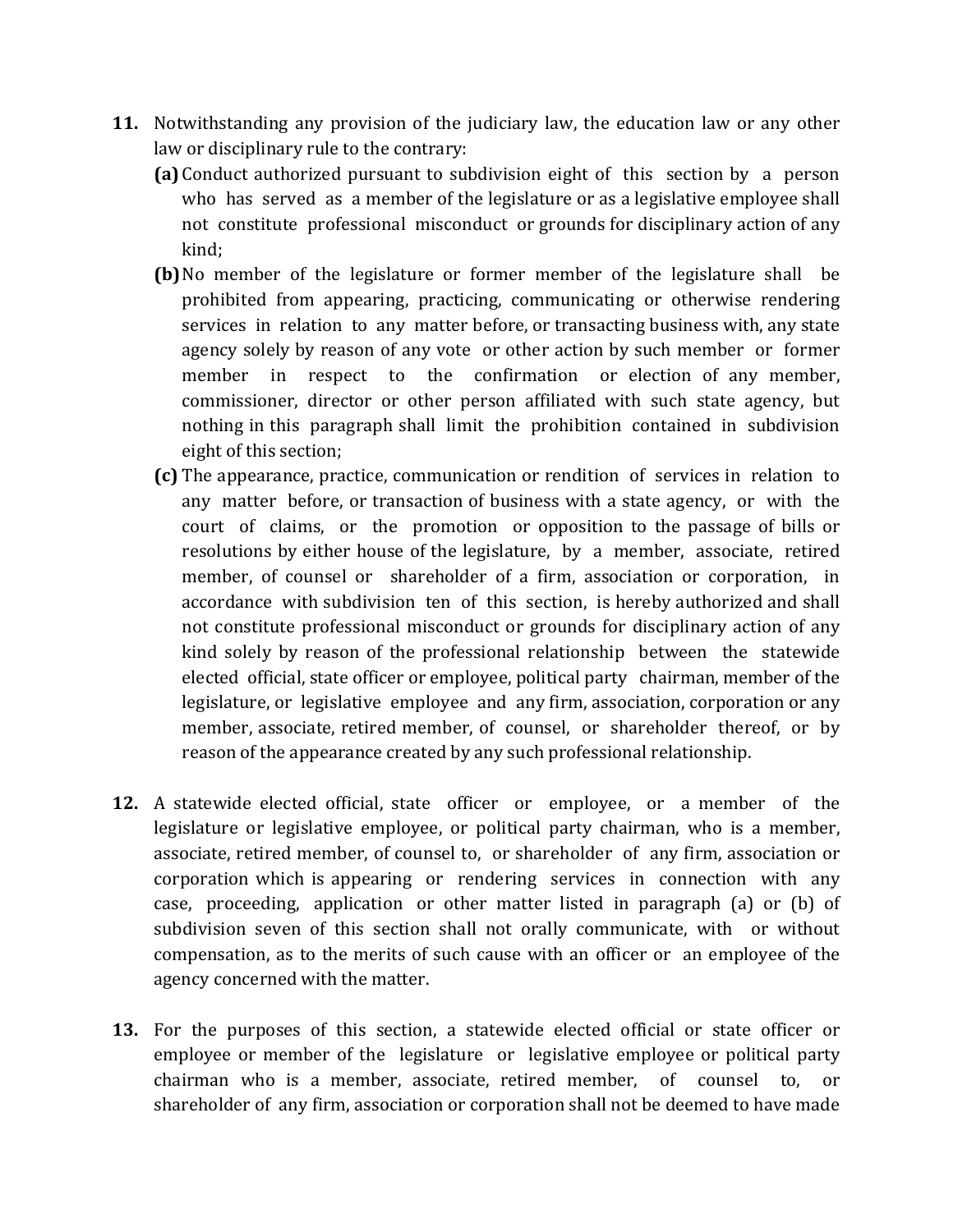**11.** Notwithstanding any provision of the judiciary law, the education law or any other law or disciplinary rule to the contrary:

**(a)** Conduct authorized pursuant to subdivision eight of this section by a person who has served as a member of the legislature or as a legislative employee shall not constitute professional misconduct or grounds for disciplinary action of any kind;

**(b)** No member of the legislature or former member of the legislature shall be prohibited from appearing, practicing, communicating or otherwise rendering services in relation to any matter before, or transacting business with, any state agency solely by reason of any vote or other action by such member or former member in respect to the confirmation or election of any member, commissioner, director or other person affiliated with such state agency, but nothing in this paragraph shall limit the prohibition contained in subdivision eight of this section;

**(c)** The appearance, practice, communication or rendition of services in relation to any matter before, or transaction of business with a state agency, or with the court of claims, or the promotion or opposition to the passage of bills or resolutions by either house of the legislature, by a member, associate, retired member, of counsel or shareholder of a firm, association or corporation, in accordance with subdivision ten of this section, is hereby authorized and shall not constitute professional misconduct or grounds for disciplinary action of any kind solely by reason of the professional relationship between the statewide elected official, state officer or employee, political party chairman, member of the legislature, or legislative employee and any firm, association, corporation or any member, associate, retired member, of counsel, or shareholder thereof, or by reason of the appearance created by any such professional relationship.

**12.** A statewide elected official, state officer or employee, or a member of the legislature or legislative employee, or political party chairman, who is a member, associate, retired member, of counsel to, or shareholder of any firm, association or corporation which is appearing or rendering services in connection with any case, proceeding, application or other matter listed in paragraph (a) or (b) of subdivision seven of this section shall not orally communicate, with or without compensation, as to the merits of such cause with an officer or an employee of the agency concerned with the matter.

**13.** For the purposes of this section, a statewide elected official or state officer or employee or member of the legislature or legislative employee or political party chairman who is a member, associate, retired member, of counsel to, or shareholder of any firm, association or corporation shall not be deemed to have made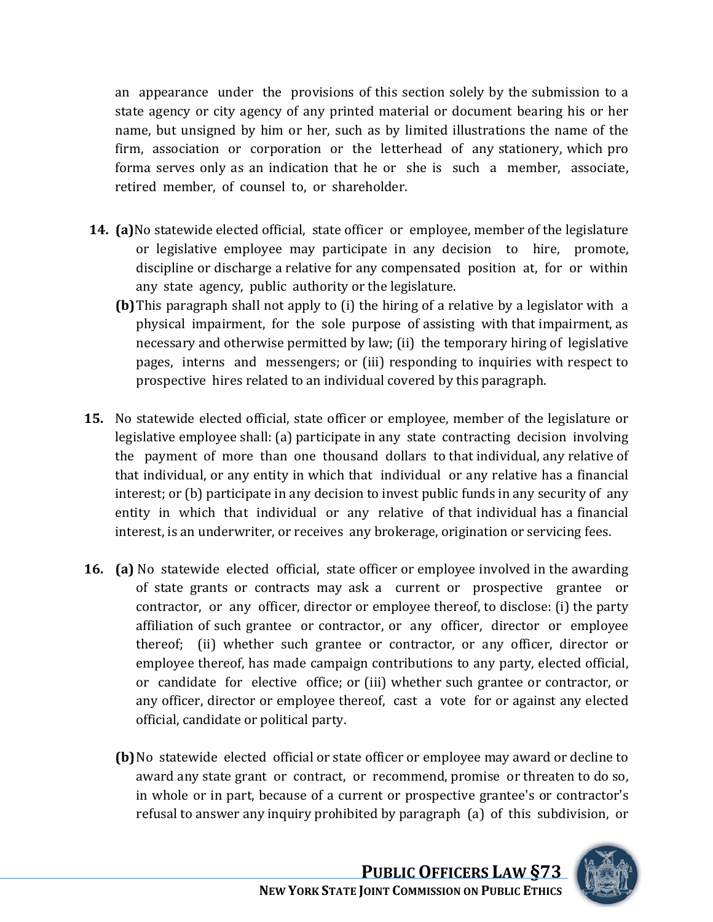an appearance under the provisions of this section solely by the submission to a state agency or city agency of any printed material or document bearing his or her name, but unsigned by him or her, such as by limited illustrations the name of the firm, association or corporation or the letterhead of any stationery, which pro forma serves only as an indication that he or she is such a member, associate, retired member, of counsel to, or shareholder.

**14.** **(a)** No statewide elected official, state officer or employee, member of the legislature or legislative employee may participate in any decision to hire, promote, discipline or discharge a relative for any compensated position at, for or within any state agency, public authority or the legislature.

**(b)** This paragraph shall not apply to (i) the hiring of a relative by a legislator with a physical impairment, for the sole purpose of assisting with that impairment, as necessary and otherwise permitted by law; (ii) the temporary hiring of legislative pages, interns and messengers; or (iii) responding to inquiries with respect to prospective hires related to an individual covered by this paragraph.

**15.** No statewide elected official, state officer or employee, member of the legislature or legislative employee shall: (a) participate in any state contracting decision involving the payment of more than one thousand dollars to that individual, any relative of that individual, or any entity in which that individual or any relative has a financial interest; or (b) participate in any decision to invest public funds in any security of any entity in which that individual or any relative of that individual has a financial interest, is an underwriter, or receives any brokerage, origination or servicing fees.

**16.** **(a)** No statewide elected official, state officer or employee involved in the awarding of state grants or contracts may ask a current or prospective grantee or contractor, or any officer, director or employee thereof, to disclose: (i) the party affiliation of such grantee or contractor, or any officer, director or employee thereof; (ii) whether such grantee or contractor, or any officer, director or employee thereof, has made campaign contributions to any party, elected official, or candidate for elective office; or (iii) whether such grantee or contractor, or any officer, director or employee thereof, cast a vote for or against any elected official, candidate or political party.

**(b)** No statewide elected official or state officer or employee may award or decline to award any state grant or contract, or recommend, promise or threaten to do so, in whole or in part, because of a current or prospective grantee's or contractor's refusal to answer any inquiry prohibited by paragraph (a) of this subdivision, or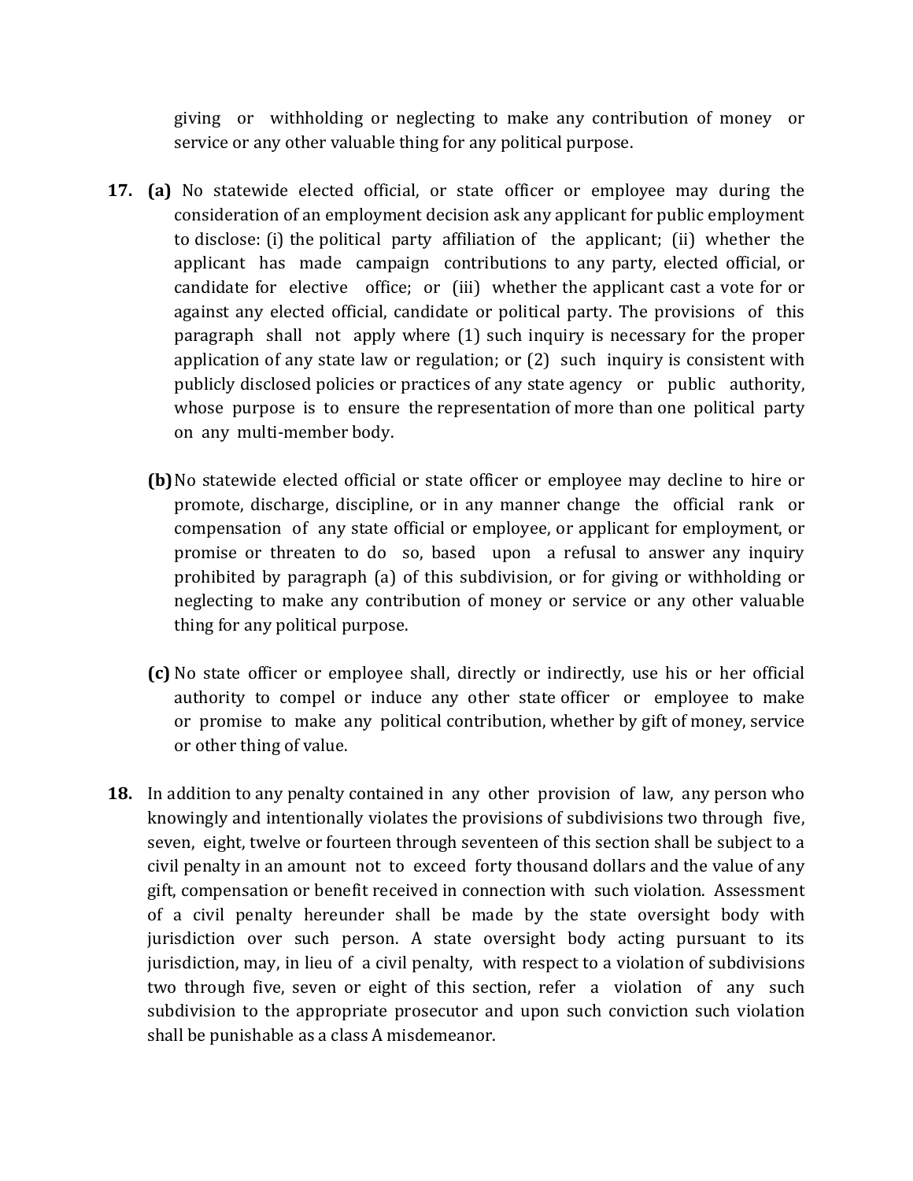giving or withholding or neglecting to make any contribution of money or service or any other valuable thing for any political purpose.

**17.** **(a)** No statewide elected official, or state officer or employee may during the consideration of an employment decision ask any applicant for public employment to disclose: (i) the political party affiliation of the applicant; (ii) whether the applicant has made campaign contributions to any party, elected official, or candidate for elective office; or (iii) whether the applicant cast a vote for or against any elected official, candidate or political party. The provisions of this paragraph shall not apply where (1) such inquiry is necessary for the proper application of any state law or regulation; or (2) such inquiry is consistent with publicly disclosed policies or practices of any state agency or public authority, whose purpose is to ensure the representation of more than one political party on any multi-member body.

**(b)** No statewide elected official or state officer or employee may decline to hire or promote, discharge, discipline, or in any manner change the official rank or compensation of any state official or employee, or applicant for employment, or promise or threaten to do so, based upon a refusal to answer any inquiry prohibited by paragraph (a) of this subdivision, or for giving or withholding or neglecting to make any contribution of money or service or any other valuable thing for any political purpose.

**(c)** No state officer or employee shall, directly or indirectly, use his or her official authority to compel or induce any other state officer or employee to make or promise to make any political contribution, whether by gift of money, service or other thing of value.

**18.** In addition to any penalty contained in any other provision of law, any person who knowingly and intentionally violates the provisions of subdivisions two through five, seven, eight, twelve or fourteen through seventeen of this section shall be subject to a civil penalty in an amount not to exceed forty thousand dollars and the value of any gift, compensation or benefit received in connection with such violation. Assessment of a civil penalty hereunder shall be made by the state oversight body with jurisdiction over such person. A state oversight body acting pursuant to its jurisdiction, may, in lieu of a civil penalty, with respect to a violation of subdivisions two through five, seven or eight of this section, refer a violation of any such subdivision to the appropriate prosecutor and upon such conviction such violation shall be punishable as a class A misdemeanor.